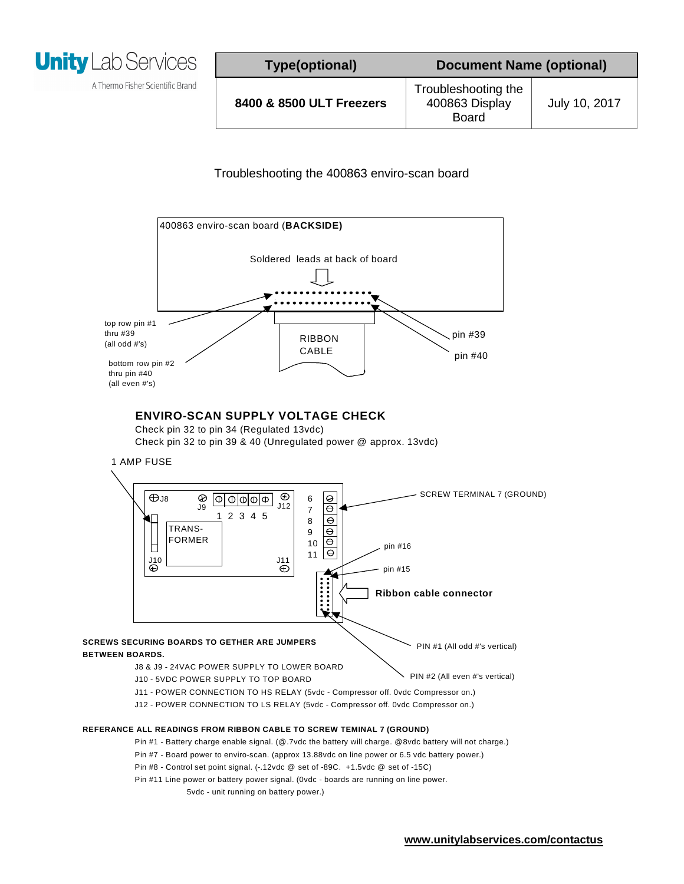| Type(optional) | Document Name (optional) | |
|---|---|---|
| 8400 & 8500 ULT Freezers | Troubleshooting the 400863 Display Board | July 10, 2017 |

Troubleshooting the 400863 enviro-scan board

400863 enviro-scan board (**BACKSIDE**)

Soldered leads at back of board

top row pin #1 thru #39 (all odd #'s)

bottom row pin #2 thru pin #40 (all even #'s)

RIBBON CABLE

pin #39

pin #40

## ENVIRO-SCAN SUPPLY VOLTAGE CHECK

Check pin 32 to pin 34 (Regulated 13vdc)
Check pin 32 to pin 39 & 40 (Unregulated power @ approx. 13vdc)

1 AMP FUSE

J8 J9 1 2 3 4 5 J12 TRANS-FORMER J10 J11 6 7 8 9 10 11

SCREW TERMINAL 7 (GROUND)

pin #16

pin #15

**Ribbon cable connector**

PIN #1 (All odd #'s vertical)

PIN #2 (All even #'s vertical)

**SCREWS SECURING BOARDS TO GETHER ARE JUMPERS BETWEEN BOARDS.**

J8 & J9 - 24VAC POWER SUPPLY TO LOWER BOARD
J10 - 5VDC POWER SUPPLY TO TOP BOARD
J11 - POWER CONNECTION TO HS RELAY (5vdc - Compressor off. 0vdc Compressor on.)
J12 - POWER CONNECTION TO LS RELAY (5vdc - Compressor off. 0vdc Compressor on.)

**REFERANCE ALL READINGS FROM RIBBON CABLE TO SCREW TEMINAL 7 (GROUND)**

Pin #1 - Battery charge enable signal. (@.7vdc the battery will charge. @8vdc battery will not charge.)
Pin #7 - Board power to enviro-scan. (approx 13.88vdc on line power or 6.5 vdc battery power.)
Pin #8 - Control set point signal. (-.12vdc @ set of -89C. +1.5vdc @ set of -15C)
Pin #11 Line power or battery power signal. (0vdc - boards are running on line power.
5vdc - unit running on battery power.)

www.unitylabservices.com/contactus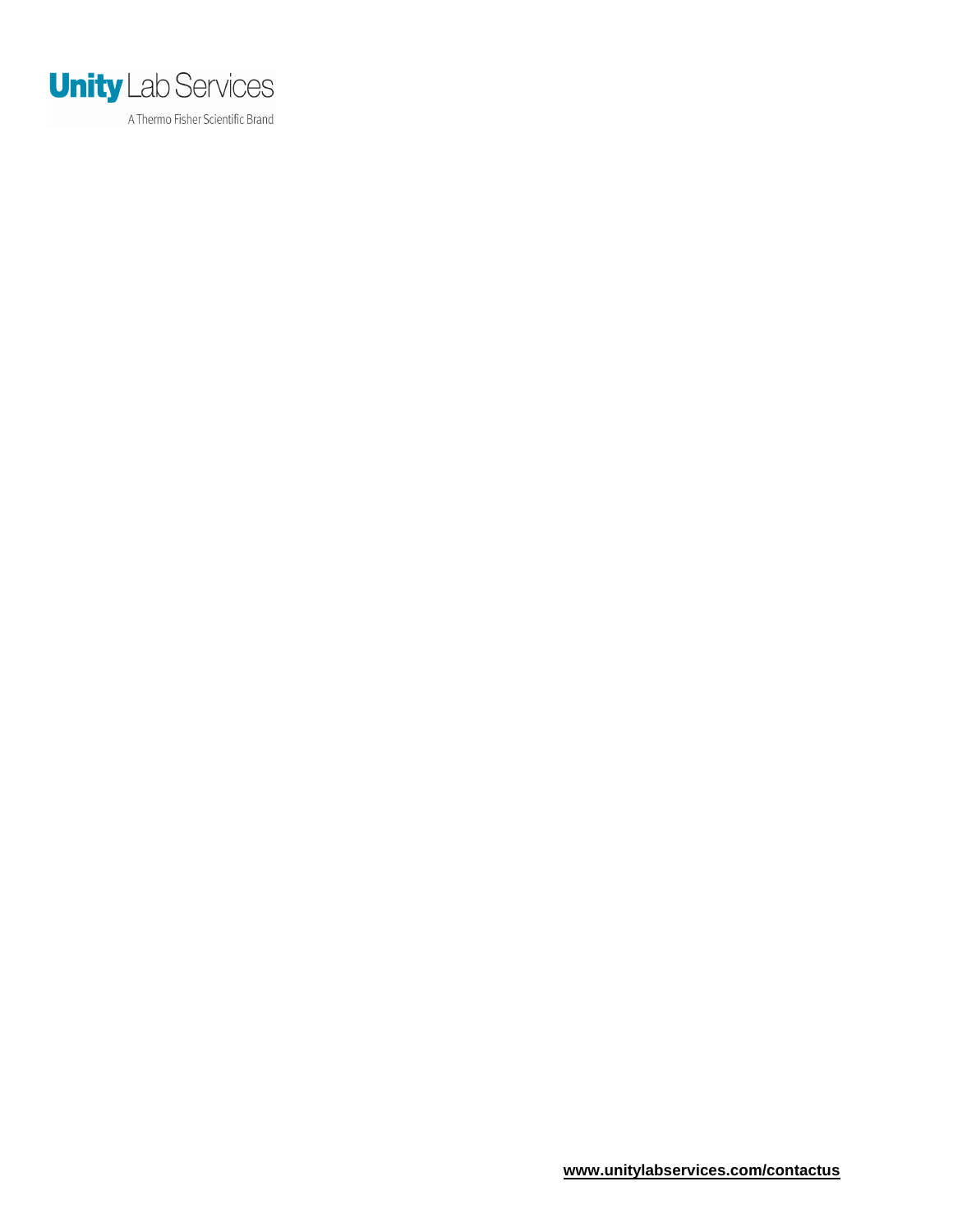Unity Lab Services

A Thermo Fisher Scientific Brand

**www.unitylabservices.com/contactus**